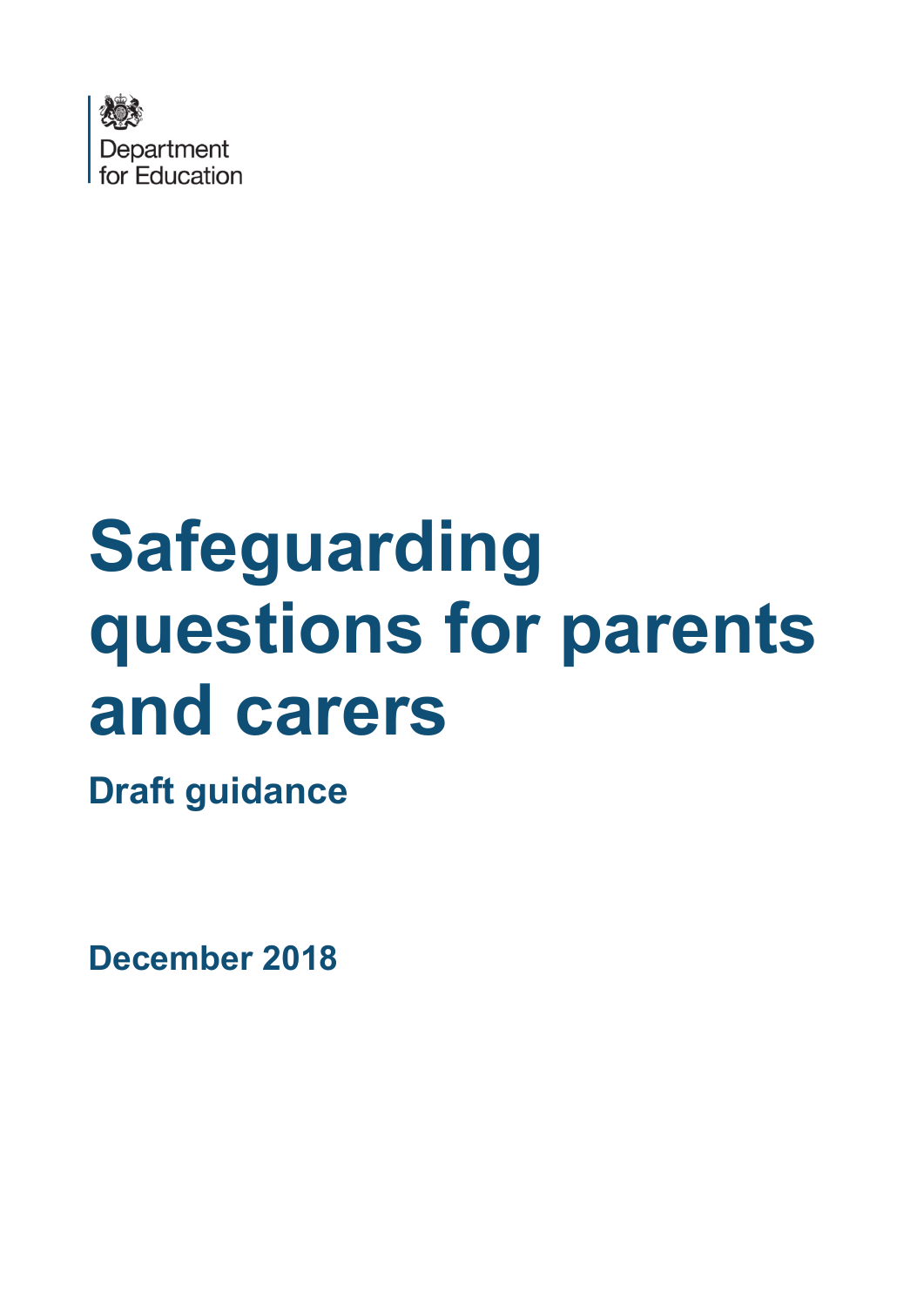Department for Education

# Safeguarding questions for parents and carers

## Draft guidance

**December 2018**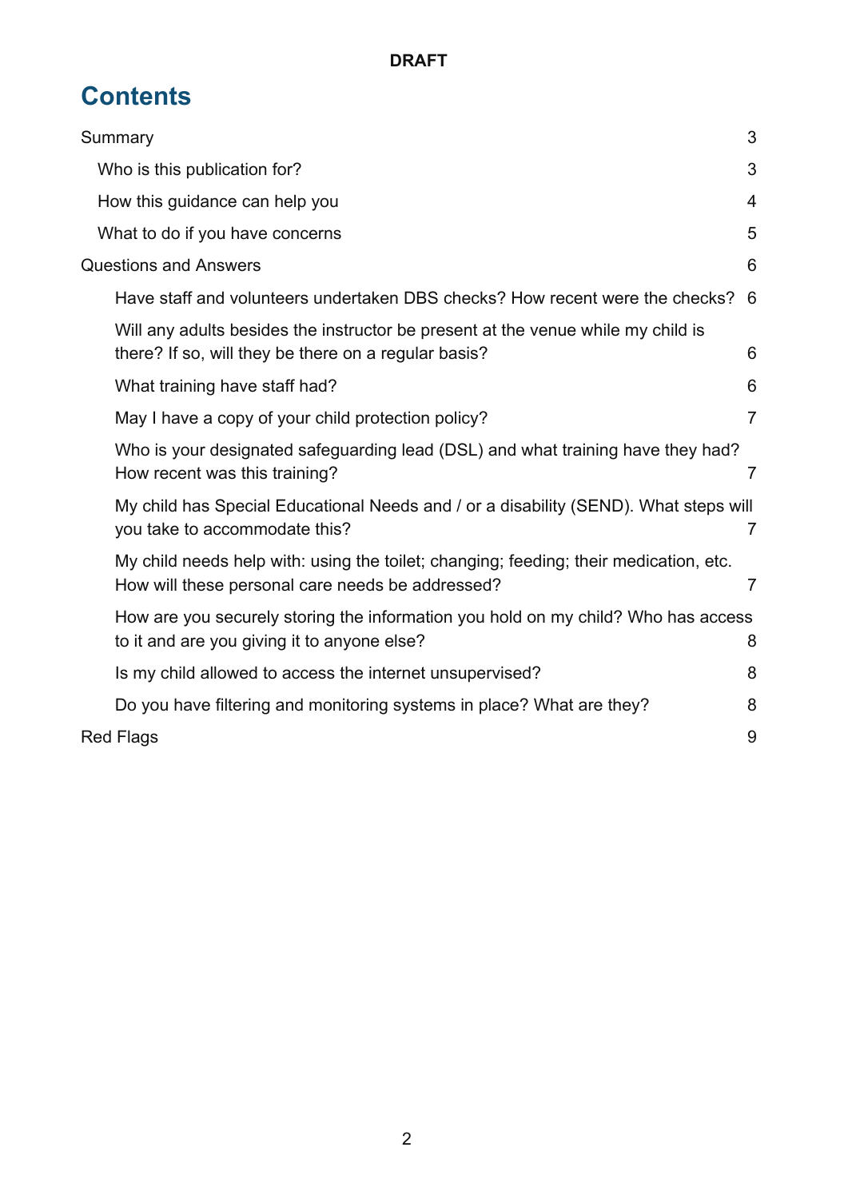**DRAFT**

# Contents

Summary 3

- Who is this publication for? 3
- How this guidance can help you 4
- What to do if you have concerns 5

Questions and Answers 6

- Have staff and volunteers undertaken DBS checks? How recent were the checks? 6
- Will any adults besides the instructor be present at the venue while my child is there? If so, will they be there on a regular basis? 6
- What training have staff had? 6
- May I have a copy of your child protection policy? 7
- Who is your designated safeguarding lead (DSL) and what training have they had? How recent was this training? 7
- My child has Special Educational Needs and / or a disability (SEND). What steps will you take to accommodate this? 7
- My child needs help with: using the toilet; changing; feeding; their medication, etc. How will these personal care needs be addressed? 7
- How are you securely storing the information you hold on my child? Who has access to it and are you giving it to anyone else? 8
- Is my child allowed to access the internet unsupervised? 8
- Do you have filtering and monitoring systems in place? What are they? 8

Red Flags 9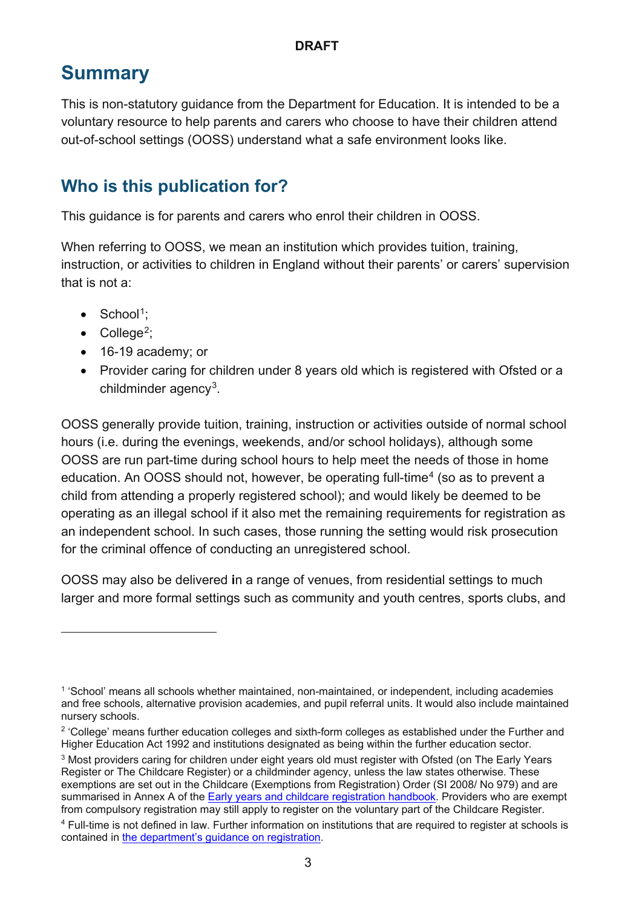# Summary

This is non-statutory guidance from the Department for Education. It is intended to be a voluntary resource to help parents and carers who choose to have their children attend out-of-school settings (OOSS) understand what a safe environment looks like.

## Who is this publication for?

This guidance is for parents and carers who enrol their children in OOSS.

When referring to OOSS, we mean an institution which provides tuition, training, instruction, or activities to children in England without their parents' or carers' supervision that is not a:

- School[1];
- College[2];
- 16-19 academy; or
- Provider caring for children under 8 years old which is registered with Ofsted or a childminder agency[3].

OOSS generally provide tuition, training, instruction or activities outside of normal school hours (i.e. during the evenings, weekends, and/or school holidays), although some OOSS are run part-time during school hours to help meet the needs of those in home education. An OOSS should not, however, be operating full-time[4] (so as to prevent a child from attending a properly registered school); and would likely be deemed to be operating as an illegal school if it also met the remaining requirements for registration as an independent school. In such cases, those running the setting would risk prosecution for the criminal offence of conducting an unregistered school.

OOSS may also be delivered in a range of venues, from residential settings to much larger and more formal settings such as community and youth centres, sports clubs, and

---

[1] 'School' means all schools whether maintained, non-maintained, or independent, including academies and free schools, alternative provision academies, and pupil referral units. It would also include maintained nursery schools.

[2] 'College' means further education colleges and sixth-form colleges as established under the Further and Higher Education Act 1992 and institutions designated as being within the further education sector.

[3] Most providers caring for children under eight years old must register with Ofsted (on The Early Years Register or The Childcare Register) or a childminder agency, unless the law states otherwise. These exemptions are set out in the Childcare (Exemptions from Registration) Order (SI 2008/ No 979) and are summarised in Annex A of the Early years and childcare registration handbook. Providers who are exempt from compulsory registration may still apply to register on the voluntary part of the Childcare Register.

[4] Full-time is not defined in law. Further information on institutions that are required to register at schools is contained in the department's guidance on registration.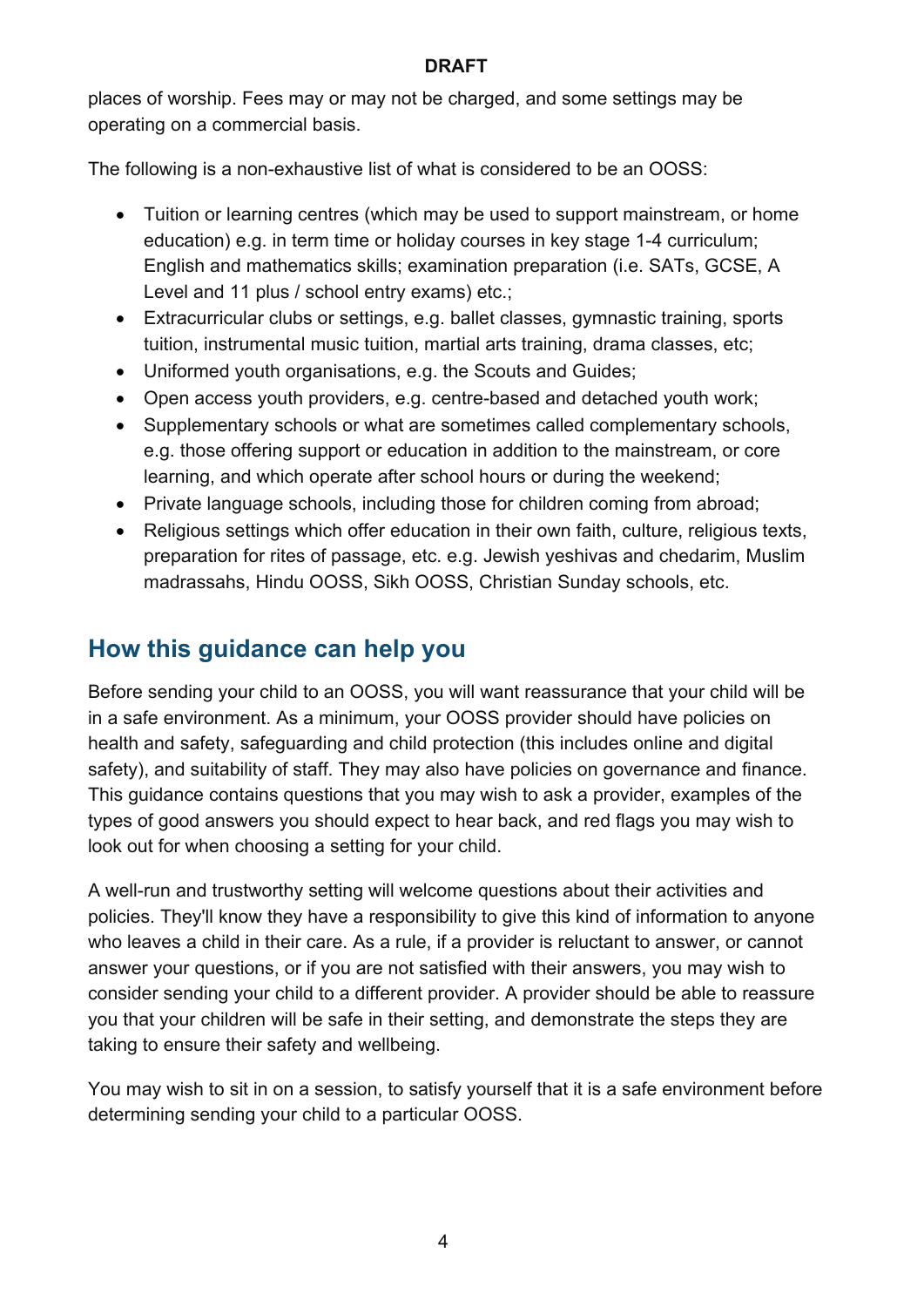places of worship. Fees may or may not be charged, and some settings may be operating on a commercial basis.

The following is a non-exhaustive list of what is considered to be an OOSS:

- Tuition or learning centres (which may be used to support mainstream, or home education) e.g. in term time or holiday courses in key stage 1-4 curriculum; English and mathematics skills; examination preparation (i.e. SATs, GCSE, A Level and 11 plus / school entry exams) etc.;
- Extracurricular clubs or settings, e.g. ballet classes, gymnastic training, sports tuition, instrumental music tuition, martial arts training, drama classes, etc;
- Uniformed youth organisations, e.g. the Scouts and Guides;
- Open access youth providers, e.g. centre-based and detached youth work;
- Supplementary schools or what are sometimes called complementary schools, e.g. those offering support or education in addition to the mainstream, or core learning, and which operate after school hours or during the weekend;
- Private language schools, including those for children coming from abroad;
- Religious settings which offer education in their own faith, culture, religious texts, preparation for rites of passage, etc. e.g. Jewish yeshivas and chedarim, Muslim madrassahs, Hindu OOSS, Sikh OOSS, Christian Sunday schools, etc.

## How this guidance can help you

Before sending your child to an OOSS, you will want reassurance that your child will be in a safe environment. As a minimum, your OOSS provider should have policies on health and safety, safeguarding and child protection (this includes online and digital safety), and suitability of staff. They may also have policies on governance and finance. This guidance contains questions that you may wish to ask a provider, examples of the types of good answers you should expect to hear back, and red flags you may wish to look out for when choosing a setting for your child.

A well-run and trustworthy setting will welcome questions about their activities and policies. They'll know they have a responsibility to give this kind of information to anyone who leaves a child in their care. As a rule, if a provider is reluctant to answer, or cannot answer your questions, or if you are not satisfied with their answers, you may wish to consider sending your child to a different provider. A provider should be able to reassure you that your children will be safe in their setting, and demonstrate the steps they are taking to ensure their safety and wellbeing.

You may wish to sit in on a session, to satisfy yourself that it is a safe environment before determining sending your child to a particular OOSS.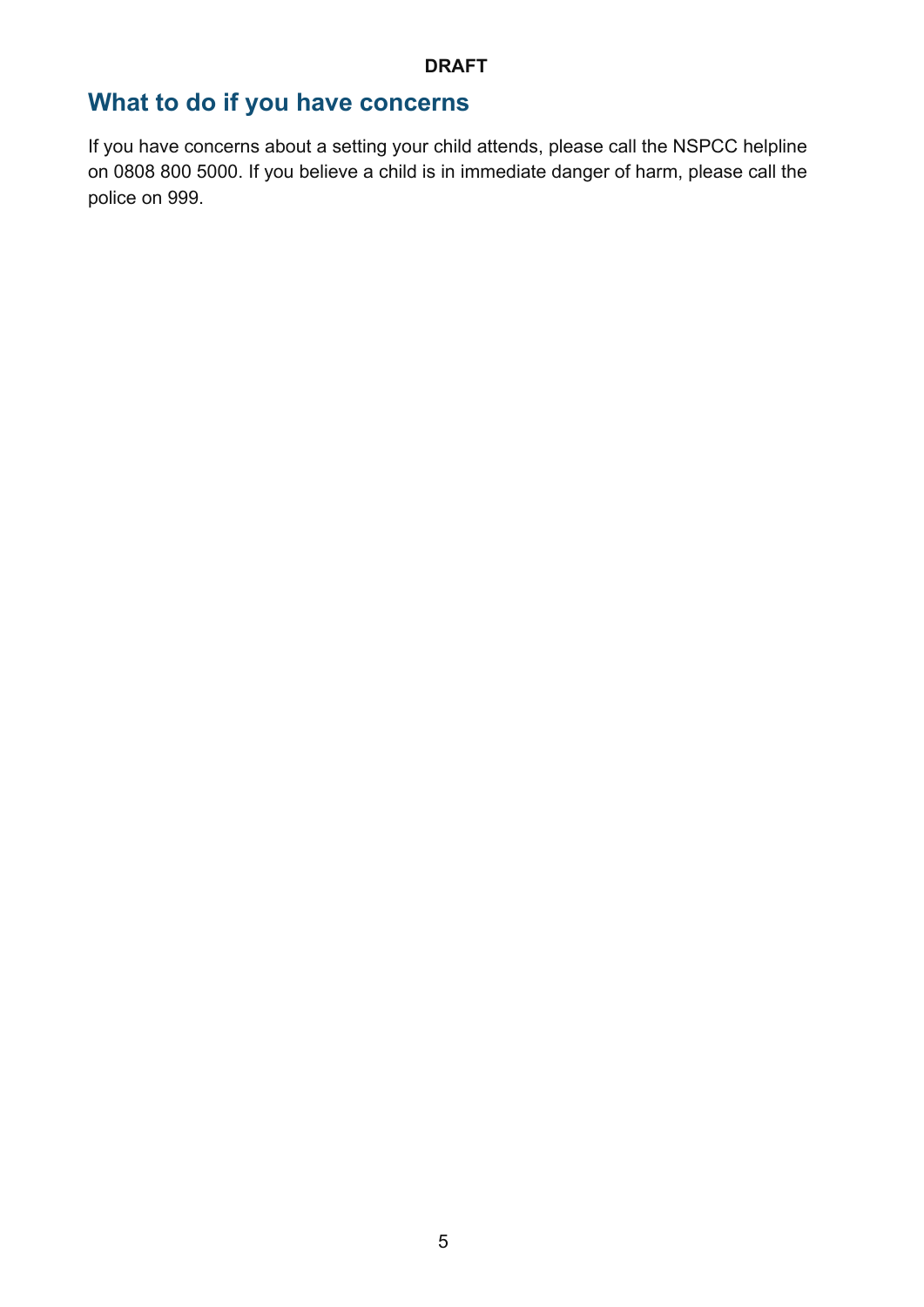## What to do if you have concerns

If you have concerns about a setting your child attends, please call the NSPCC helpline on 0808 800 5000. If you believe a child is in immediate danger of harm, please call the police on 999.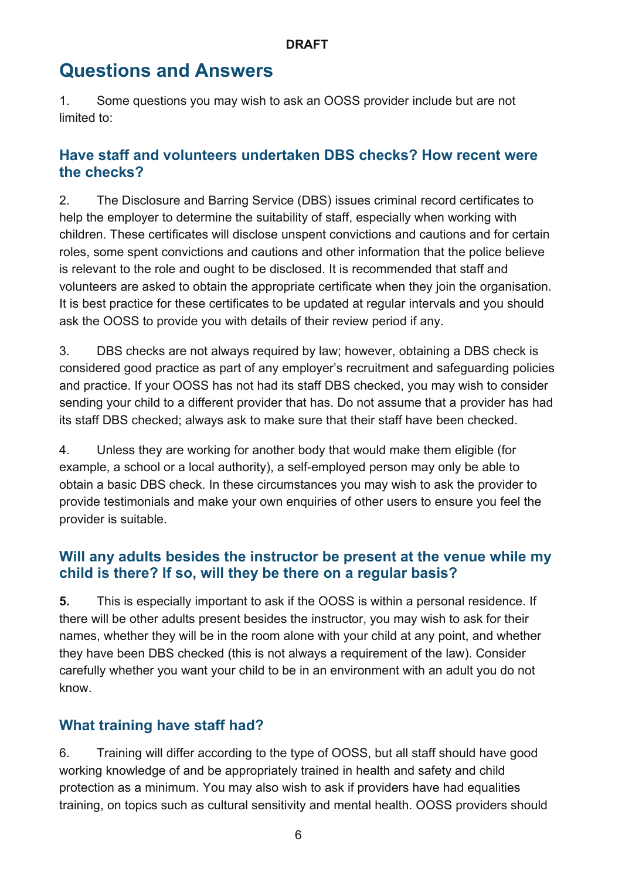# Questions and Answers

1. Some questions you may wish to ask an OOSS provider include but are not limited to:

## Have staff and volunteers undertaken DBS checks? How recent were the checks?

2. The Disclosure and Barring Service (DBS) issues criminal record certificates to help the employer to determine the suitability of staff, especially when working with children. These certificates will disclose unspent convictions and cautions and for certain roles, some spent convictions and cautions and other information that the police believe is relevant to the role and ought to be disclosed. It is recommended that staff and volunteers are asked to obtain the appropriate certificate when they join the organisation. It is best practice for these certificates to be updated at regular intervals and you should ask the OOSS to provide you with details of their review period if any.

3. DBS checks are not always required by law; however, obtaining a DBS check is considered good practice as part of any employer's recruitment and safeguarding policies and practice. If your OOSS has not had its staff DBS checked, you may wish to consider sending your child to a different provider that has. Do not assume that a provider has had its staff DBS checked; always ask to make sure that their staff have been checked.

4. Unless they are working for another body that would make them eligible (for example, a school or a local authority), a self-employed person may only be able to obtain a basic DBS check. In these circumstances you may wish to ask the provider to provide testimonials and make your own enquiries of other users to ensure you feel the provider is suitable.

## Will any adults besides the instructor be present at the venue while my child is there? If so, will they be there on a regular basis?

**5.** This is especially important to ask if the OOSS is within a personal residence. If there will be other adults present besides the instructor, you may wish to ask for their names, whether they will be in the room alone with your child at any point, and whether they have been DBS checked (this is not always a requirement of the law). Consider carefully whether you want your child to be in an environment with an adult you do not know.

## What training have staff had?

6. Training will differ according to the type of OOSS, but all staff should have good working knowledge of and be appropriately trained in health and safety and child protection as a minimum. You may also wish to ask if providers have had equalities training, on topics such as cultural sensitivity and mental health. OOSS providers should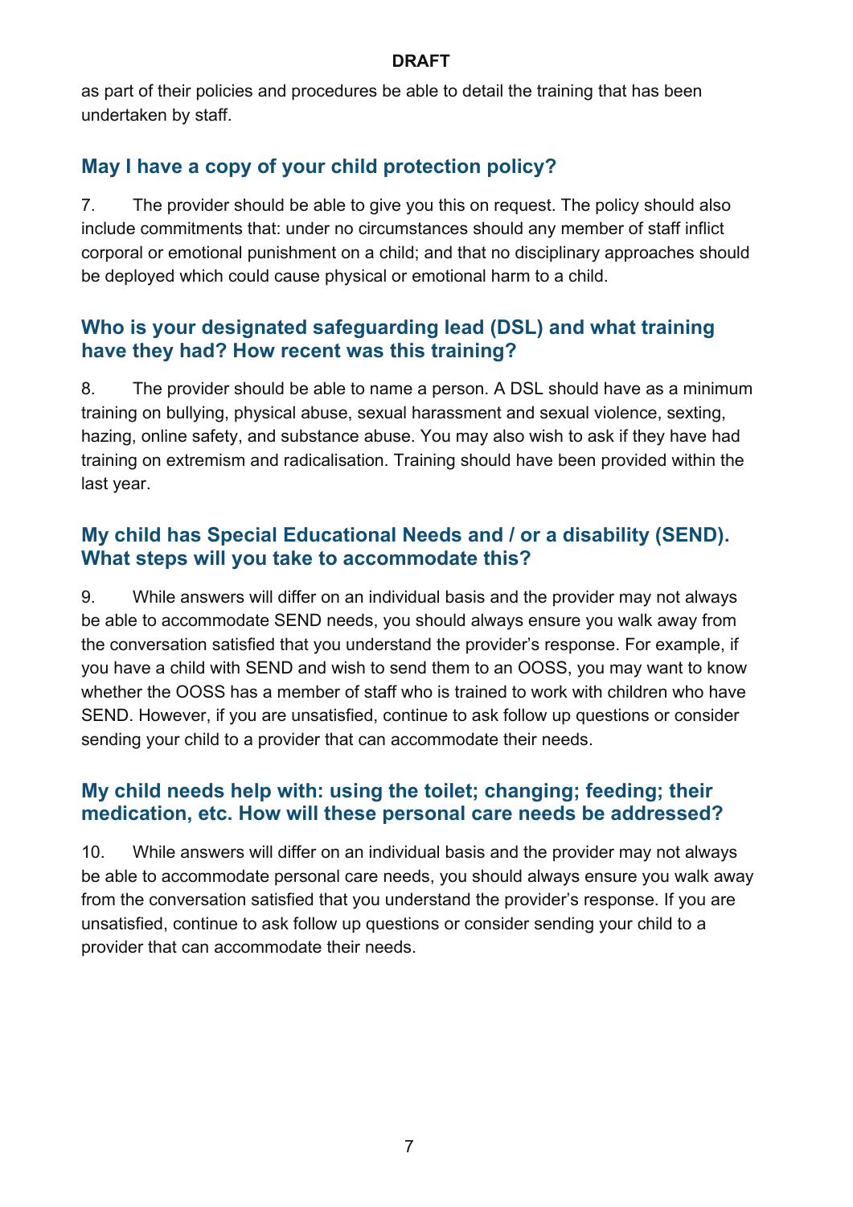as part of their policies and procedures be able to detail the training that has been undertaken by staff.

## May I have a copy of your child protection policy?

7. The provider should be able to give you this on request. The policy should also include commitments that: under no circumstances should any member of staff inflict corporal or emotional punishment on a child; and that no disciplinary approaches should be deployed which could cause physical or emotional harm to a child.

## Who is your designated safeguarding lead (DSL) and what training have they had? How recent was this training?

8. The provider should be able to name a person. A DSL should have as a minimum training on bullying, physical abuse, sexual harassment and sexual violence, sexting, hazing, online safety, and substance abuse. You may also wish to ask if they have had training on extremism and radicalisation. Training should have been provided within the last year.

## My child has Special Educational Needs and / or a disability (SEND). What steps will you take to accommodate this?

9. While answers will differ on an individual basis and the provider may not always be able to accommodate SEND needs, you should always ensure you walk away from the conversation satisfied that you understand the provider's response. For example, if you have a child with SEND and wish to send them to an OOSS, you may want to know whether the OOSS has a member of staff who is trained to work with children who have SEND. However, if you are unsatisfied, continue to ask follow up questions or consider sending your child to a provider that can accommodate their needs.

## My child needs help with: using the toilet; changing; feeding; their medication, etc. How will these personal care needs be addressed?

10. While answers will differ on an individual basis and the provider may not always be able to accommodate personal care needs, you should always ensure you walk away from the conversation satisfied that you understand the provider's response. If you are unsatisfied, continue to ask follow up questions or consider sending your child to a provider that can accommodate their needs.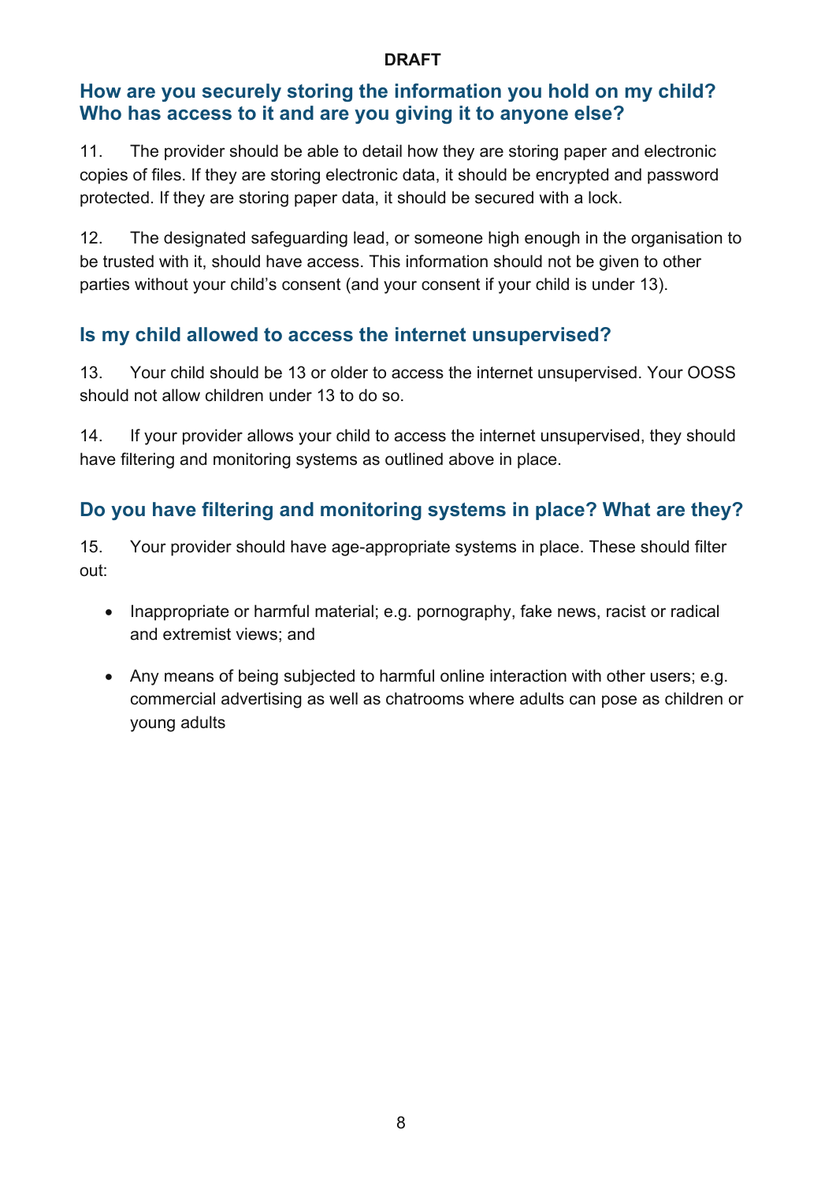## How are you securely storing the information you hold on my child? Who has access to it and are you giving it to anyone else?

11. The provider should be able to detail how they are storing paper and electronic copies of files. If they are storing electronic data, it should be encrypted and password protected. If they are storing paper data, it should be secured with a lock.

12. The designated safeguarding lead, or someone high enough in the organisation to be trusted with it, should have access. This information should not be given to other parties without your child's consent (and your consent if your child is under 13).

## Is my child allowed to access the internet unsupervised?

13. Your child should be 13 or older to access the internet unsupervised. Your OOSS should not allow children under 13 to do so.

14. If your provider allows your child to access the internet unsupervised, they should have filtering and monitoring systems as outlined above in place.

## Do you have filtering and monitoring systems in place? What are they?

15. Your provider should have age-appropriate systems in place. These should filter out:

- Inappropriate or harmful material; e.g. pornography, fake news, racist or radical and extremist views; and
- Any means of being subjected to harmful online interaction with other users; e.g. commercial advertising as well as chatrooms where adults can pose as children or young adults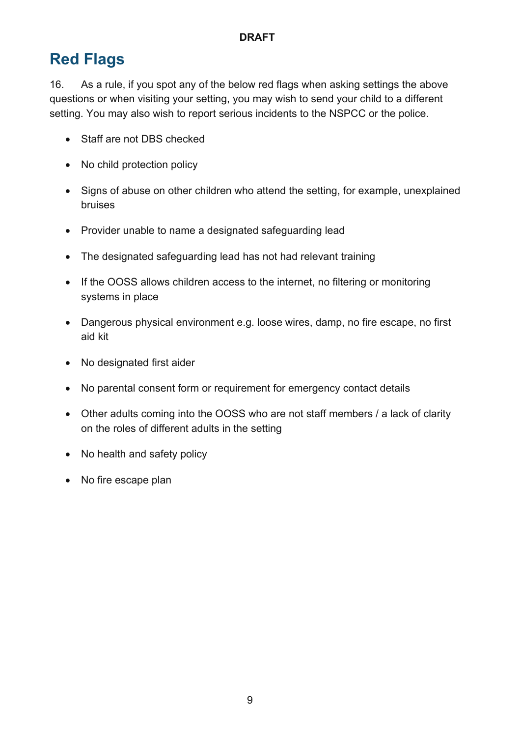## Red Flags

16. As a rule, if you spot any of the below red flags when asking settings the above questions or when visiting your setting, you may wish to send your child to a different setting. You may also wish to report serious incidents to the NSPCC or the police.

- Staff are not DBS checked
- No child protection policy
- Signs of abuse on other children who attend the setting, for example, unexplained bruises
- Provider unable to name a designated safeguarding lead
- The designated safeguarding lead has not had relevant training
- If the OOSS allows children access to the internet, no filtering or monitoring systems in place
- Dangerous physical environment e.g. loose wires, damp, no fire escape, no first aid kit
- No designated first aider
- No parental consent form or requirement for emergency contact details
- Other adults coming into the OOSS who are not staff members / a lack of clarity on the roles of different adults in the setting
- No health and safety policy
- No fire escape plan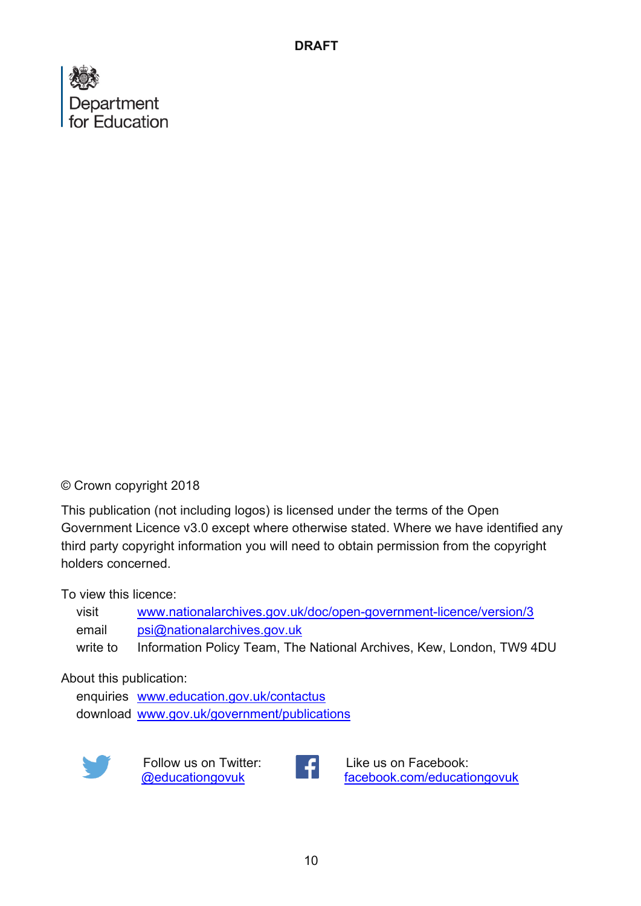DRAFT

Department for Education

© Crown copyright 2018

This publication (not including logos) is licensed under the terms of the Open Government Licence v3.0 except where otherwise stated. Where we have identified any third party copyright information you will need to obtain permission from the copyright holders concerned.

To view this licence:

visit www.nationalarchives.gov.uk/doc/open-government-licence/version/3
email psi@nationalarchives.gov.uk
write to Information Policy Team, The National Archives, Kew, London, TW9 4DU

About this publication:

enquiries www.education.gov.uk/contactus
download www.gov.uk/government/publications

Follow us on Twitter: @educationgovuk

Like us on Facebook: facebook.com/educationgovuk